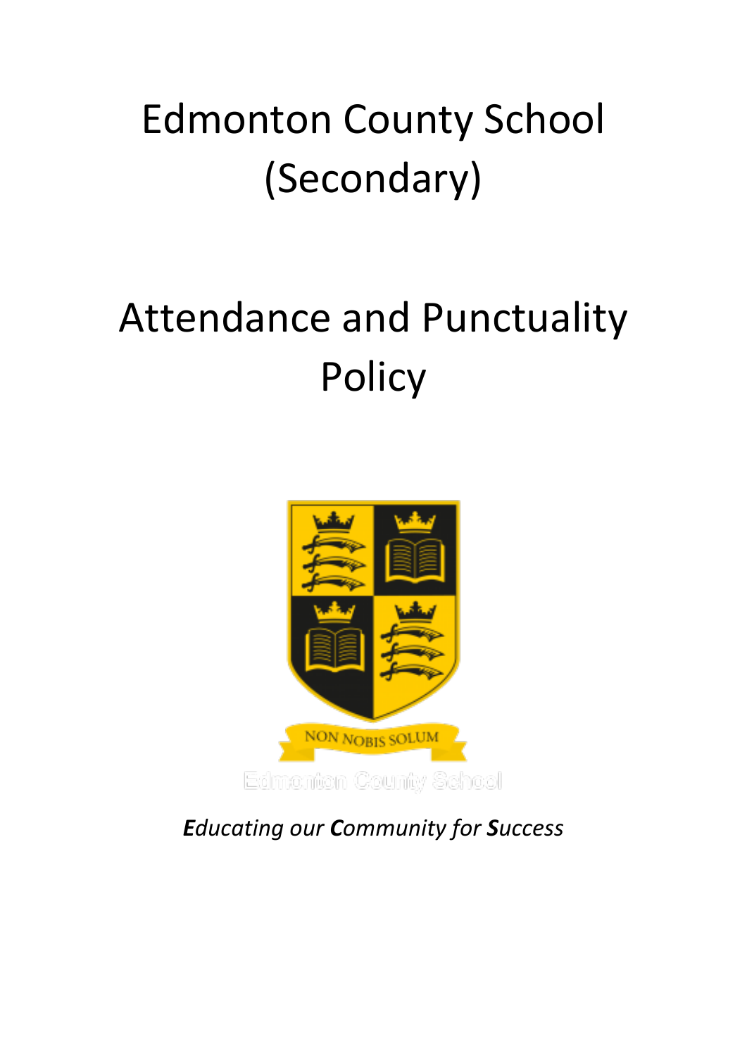# Edmonton County School (Secondary)

# Attendance and Punctuality Policy

NON NOBIS SOLUM

Edmonton County School

***E**ducating our **C**ommunity for **S**uccess*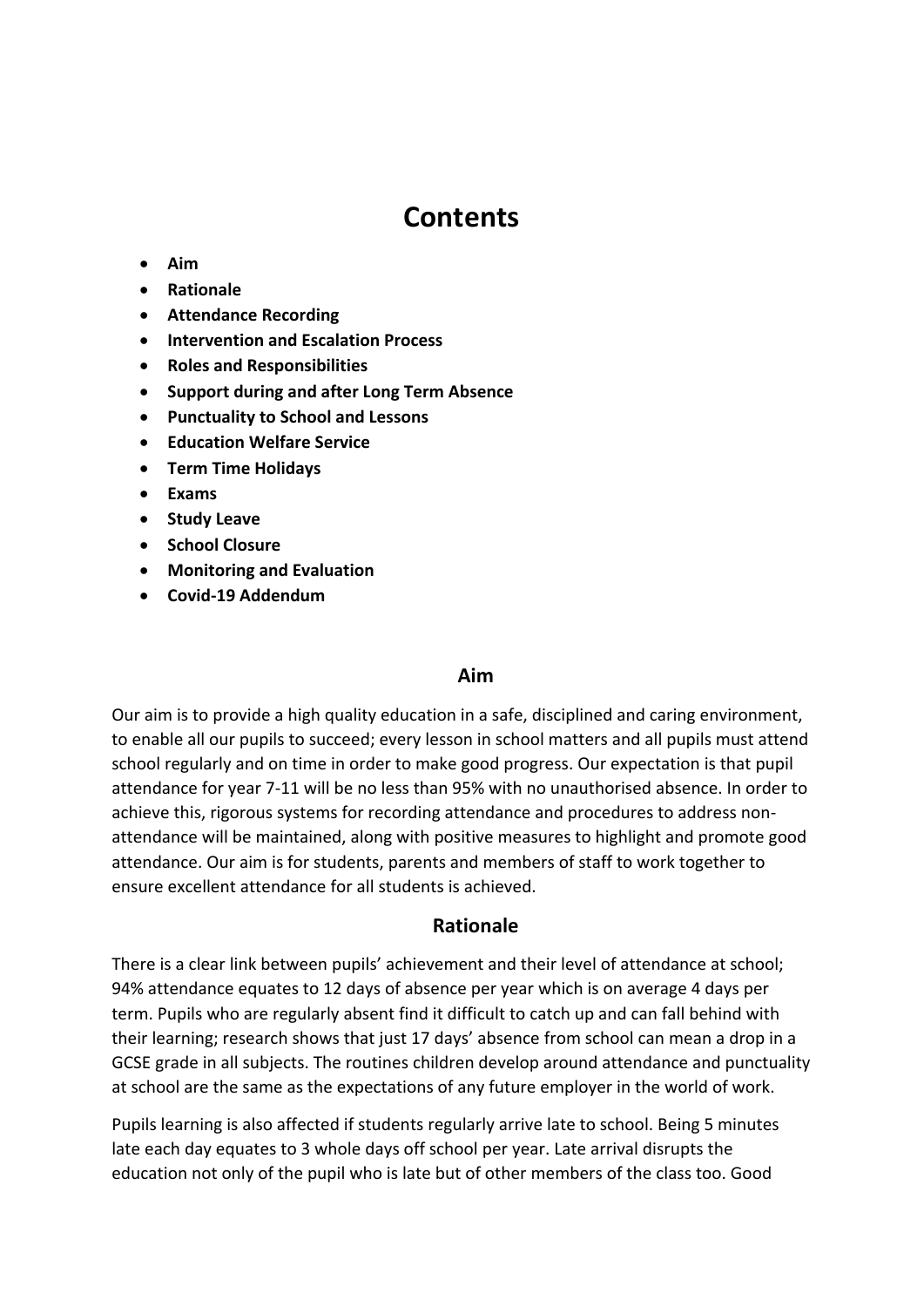# Contents

- **Aim**
- **Rationale**
- **Attendance Recording**
- **Intervention and Escalation Process**
- **Roles and Responsibilities**
- **Support during and after Long Term Absence**
- **Punctuality to School and Lessons**
- **Education Welfare Service**
- **Term Time Holidays**
- **Exams**
- **Study Leave**
- **School Closure**
- **Monitoring and Evaluation**
- **Covid-19 Addendum**

## Aim

Our aim is to provide a high quality education in a safe, disciplined and caring environment, to enable all our pupils to succeed; every lesson in school matters and all pupils must attend school regularly and on time in order to make good progress. Our expectation is that pupil attendance for year 7-11 will be no less than 95% with no unauthorised absence. In order to achieve this, rigorous systems for recording attendance and procedures to address non-attendance will be maintained, along with positive measures to highlight and promote good attendance. Our aim is for students, parents and members of staff to work together to ensure excellent attendance for all students is achieved.

## Rationale

There is a clear link between pupils' achievement and their level of attendance at school; 94% attendance equates to 12 days of absence per year which is on average 4 days per term. Pupils who are regularly absent find it difficult to catch up and can fall behind with their learning; research shows that just 17 days' absence from school can mean a drop in a GCSE grade in all subjects. The routines children develop around attendance and punctuality at school are the same as the expectations of any future employer in the world of work.

Pupils learning is also affected if students regularly arrive late to school. Being 5 minutes late each day equates to 3 whole days off school per year. Late arrival disrupts the education not only of the pupil who is late but of other members of the class too. Good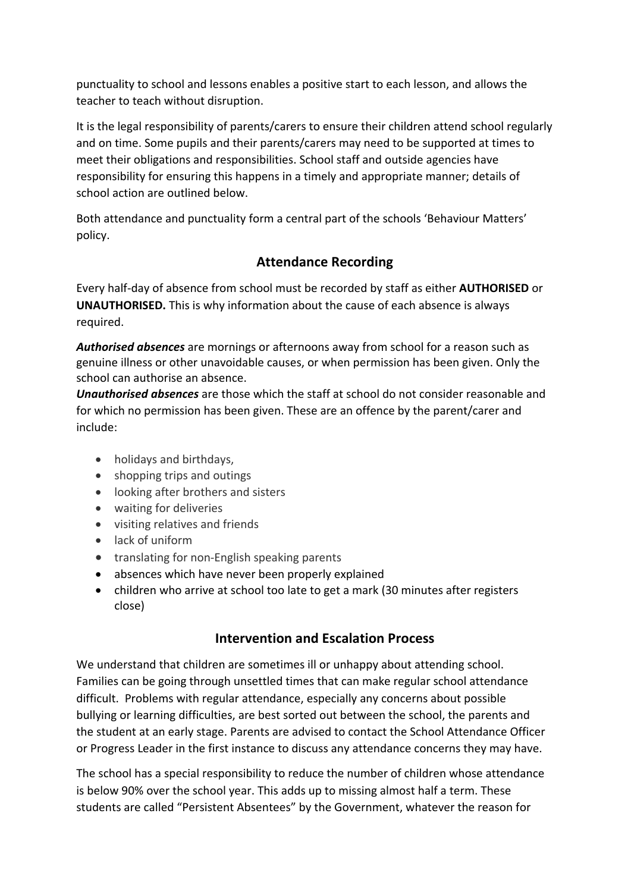punctuality to school and lessons enables a positive start to each lesson, and allows the teacher to teach without disruption.

It is the legal responsibility of parents/carers to ensure their children attend school regularly and on time. Some pupils and their parents/carers may need to be supported at times to meet their obligations and responsibilities. School staff and outside agencies have responsibility for ensuring this happens in a timely and appropriate manner; details of school action are outlined below.

Both attendance and punctuality form a central part of the schools 'Behaviour Matters' policy.

## Attendance Recording

Every half-day of absence from school must be recorded by staff as either **AUTHORISED** or **UNAUTHORISED.** This is why information about the cause of each absence is always required.

***Authorised absences*** are mornings or afternoons away from school for a reason such as genuine illness or other unavoidable causes, or when permission has been given. Only the school can authorise an absence.

***Unauthorised absences*** are those which the staff at school do not consider reasonable and for which no permission has been given. These are an offence by the parent/carer and include:

- holidays and birthdays,
- shopping trips and outings
- looking after brothers and sisters
- waiting for deliveries
- visiting relatives and friends
- lack of uniform
- translating for non-English speaking parents
- absences which have never been properly explained
- children who arrive at school too late to get a mark (30 minutes after registers close)

## Intervention and Escalation Process

We understand that children are sometimes ill or unhappy about attending school. Families can be going through unsettled times that can make regular school attendance difficult. Problems with regular attendance, especially any concerns about possible bullying or learning difficulties, are best sorted out between the school, the parents and the student at an early stage. Parents are advised to contact the School Attendance Officer or Progress Leader in the first instance to discuss any attendance concerns they may have.

The school has a special responsibility to reduce the number of children whose attendance is below 90% over the school year. This adds up to missing almost half a term. These students are called "Persistent Absentees" by the Government, whatever the reason for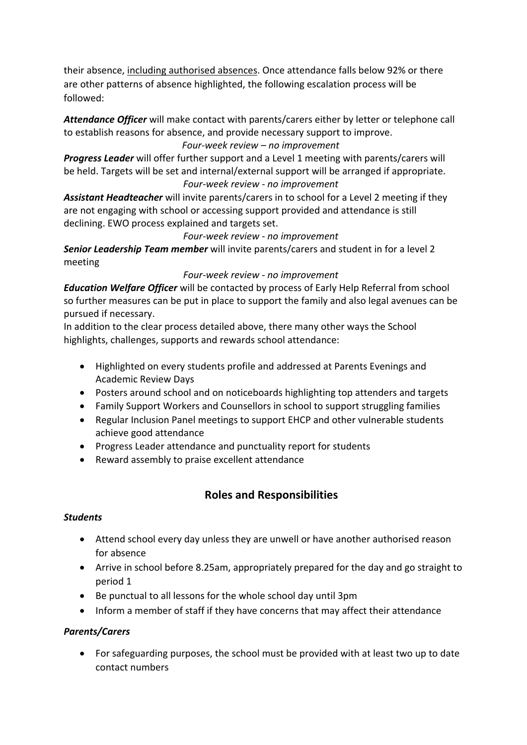their absence, <u>including authorised absences</u>. Once attendance falls below 92% or there are other patterns of absence highlighted, the following escalation process will be followed:

***Attendance Officer*** will make contact with parents/carers either by letter or telephone call to establish reasons for absence, and provide necessary support to improve.

*Four-week review – no improvement*

***Progress Leader*** will offer further support and a Level 1 meeting with parents/carers will be held. Targets will be set and internal/external support will be arranged if appropriate.

*Four-week review - no improvement*

***Assistant Headteacher*** will invite parents/carers in to school for a Level 2 meeting if they are not engaging with school or accessing support provided and attendance is still declining. EWO process explained and targets set.

*Four-week review - no improvement*

***Senior Leadership Team member*** will invite parents/carers and student in for a level 2 meeting

*Four-week review - no improvement*

***Education Welfare Officer*** will be contacted by process of Early Help Referral from school so further measures can be put in place to support the family and also legal avenues can be pursued if necessary.

In addition to the clear process detailed above, there many other ways the School highlights, challenges, supports and rewards school attendance:

- Highlighted on every students profile and addressed at Parents Evenings and Academic Review Days
- Posters around school and on noticeboards highlighting top attenders and targets
- Family Support Workers and Counsellors in school to support struggling families
- Regular Inclusion Panel meetings to support EHCP and other vulnerable students achieve good attendance
- Progress Leader attendance and punctuality report for students
- Reward assembly to praise excellent attendance

## Roles and Responsibilities

***Students***

- Attend school every day unless they are unwell or have another authorised reason for absence
- Arrive in school before 8.25am, appropriately prepared for the day and go straight to period 1
- Be punctual to all lessons for the whole school day until 3pm
- Inform a member of staff if they have concerns that may affect their attendance

***Parents/Carers***

- For safeguarding purposes, the school must be provided with at least two up to date contact numbers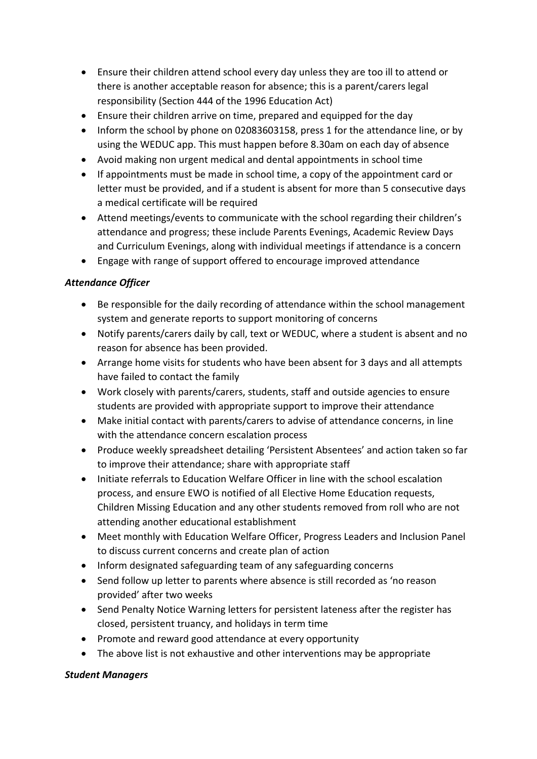- Ensure their children attend school every day unless they are too ill to attend or there is another acceptable reason for absence; this is a parent/carers legal responsibility (Section 444 of the 1996 Education Act)
- Ensure their children arrive on time, prepared and equipped for the day
- Inform the school by phone on 02083603158, press 1 for the attendance line, or by using the WEDUC app. This must happen before 8.30am on each day of absence
- Avoid making non urgent medical and dental appointments in school time
- If appointments must be made in school time, a copy of the appointment card or letter must be provided, and if a student is absent for more than 5 consecutive days a medical certificate will be required
- Attend meetings/events to communicate with the school regarding their children's attendance and progress; these include Parents Evenings, Academic Review Days and Curriculum Evenings, along with individual meetings if attendance is a concern
- Engage with range of support offered to encourage improved attendance

***Attendance Officer***

- Be responsible for the daily recording of attendance within the school management system and generate reports to support monitoring of concerns
- Notify parents/carers daily by call, text or WEDUC, where a student is absent and no reason for absence has been provided.
- Arrange home visits for students who have been absent for 3 days and all attempts have failed to contact the family
- Work closely with parents/carers, students, staff and outside agencies to ensure students are provided with appropriate support to improve their attendance
- Make initial contact with parents/carers to advise of attendance concerns, in line with the attendance concern escalation process
- Produce weekly spreadsheet detailing 'Persistent Absentees' and action taken so far to improve their attendance; share with appropriate staff
- Initiate referrals to Education Welfare Officer in line with the school escalation process, and ensure EWO is notified of all Elective Home Education requests, Children Missing Education and any other students removed from roll who are not attending another educational establishment
- Meet monthly with Education Welfare Officer, Progress Leaders and Inclusion Panel to discuss current concerns and create plan of action
- Inform designated safeguarding team of any safeguarding concerns
- Send follow up letter to parents where absence is still recorded as 'no reason provided' after two weeks
- Send Penalty Notice Warning letters for persistent lateness after the register has closed, persistent truancy, and holidays in term time
- Promote and reward good attendance at every opportunity
- The above list is not exhaustive and other interventions may be appropriate

***Student Managers***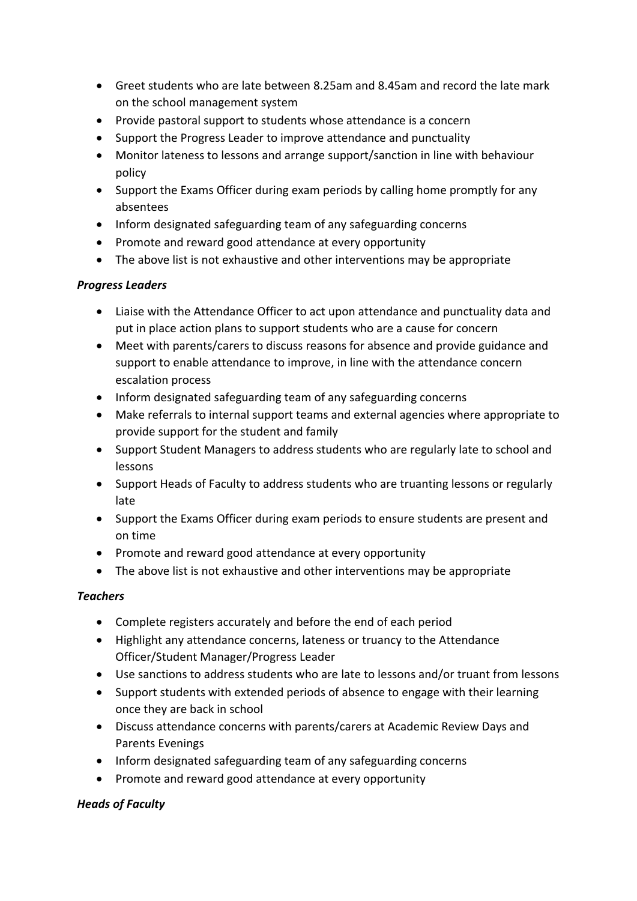- Greet students who are late between 8.25am and 8.45am and record the late mark on the school management system
- Provide pastoral support to students whose attendance is a concern
- Support the Progress Leader to improve attendance and punctuality
- Monitor lateness to lessons and arrange support/sanction in line with behaviour policy
- Support the Exams Officer during exam periods by calling home promptly for any absentees
- Inform designated safeguarding team of any safeguarding concerns
- Promote and reward good attendance at every opportunity
- The above list is not exhaustive and other interventions may be appropriate

***Progress Leaders***

- Liaise with the Attendance Officer to act upon attendance and punctuality data and put in place action plans to support students who are a cause for concern
- Meet with parents/carers to discuss reasons for absence and provide guidance and support to enable attendance to improve, in line with the attendance concern escalation process
- Inform designated safeguarding team of any safeguarding concerns
- Make referrals to internal support teams and external agencies where appropriate to provide support for the student and family
- Support Student Managers to address students who are regularly late to school and lessons
- Support Heads of Faculty to address students who are truanting lessons or regularly late
- Support the Exams Officer during exam periods to ensure students are present and on time
- Promote and reward good attendance at every opportunity
- The above list is not exhaustive and other interventions may be appropriate

***Teachers***

- Complete registers accurately and before the end of each period
- Highlight any attendance concerns, lateness or truancy to the Attendance Officer/Student Manager/Progress Leader
- Use sanctions to address students who are late to lessons and/or truant from lessons
- Support students with extended periods of absence to engage with their learning once they are back in school
- Discuss attendance concerns with parents/carers at Academic Review Days and Parents Evenings
- Inform designated safeguarding team of any safeguarding concerns
- Promote and reward good attendance at every opportunity

***Heads of Faculty***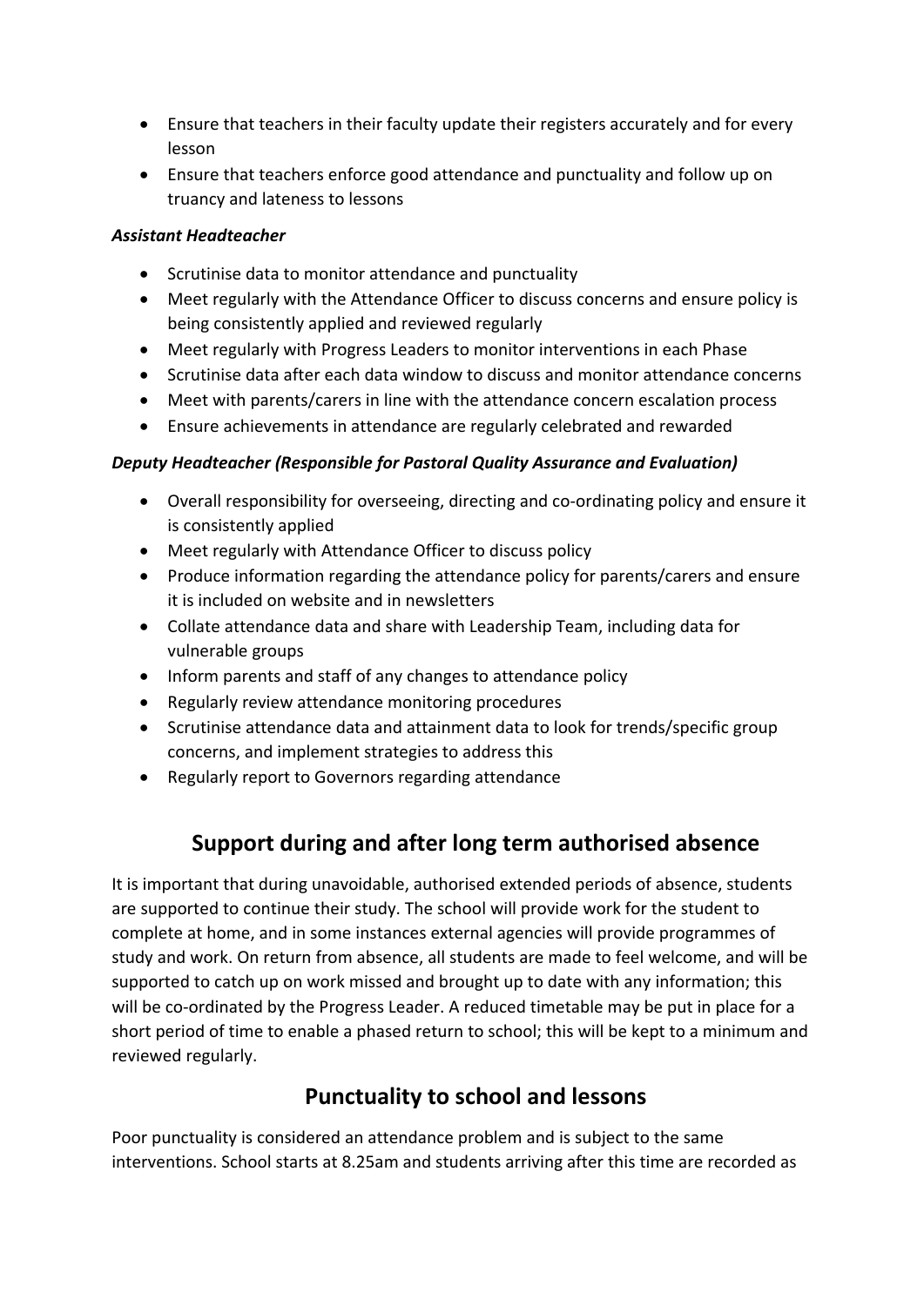- Ensure that teachers in their faculty update their registers accurately and for every lesson
- Ensure that teachers enforce good attendance and punctuality and follow up on truancy and lateness to lessons

***Assistant Headteacher***

- Scrutinise data to monitor attendance and punctuality
- Meet regularly with the Attendance Officer to discuss concerns and ensure policy is being consistently applied and reviewed regularly
- Meet regularly with Progress Leaders to monitor interventions in each Phase
- Scrutinise data after each data window to discuss and monitor attendance concerns
- Meet with parents/carers in line with the attendance concern escalation process
- Ensure achievements in attendance are regularly celebrated and rewarded

***Deputy Headteacher (Responsible for Pastoral Quality Assurance and Evaluation)***

- Overall responsibility for overseeing, directing and co-ordinating policy and ensure it is consistently applied
- Meet regularly with Attendance Officer to discuss policy
- Produce information regarding the attendance policy for parents/carers and ensure it is included on website and in newsletters
- Collate attendance data and share with Leadership Team, including data for vulnerable groups
- Inform parents and staff of any changes to attendance policy
- Regularly review attendance monitoring procedures
- Scrutinise attendance data and attainment data to look for trends/specific group concerns, and implement strategies to address this
- Regularly report to Governors regarding attendance

## Support during and after long term authorised absence

It is important that during unavoidable, authorised extended periods of absence, students are supported to continue their study. The school will provide work for the student to complete at home, and in some instances external agencies will provide programmes of study and work. On return from absence, all students are made to feel welcome, and will be supported to catch up on work missed and brought up to date with any information; this will be co-ordinated by the Progress Leader. A reduced timetable may be put in place for a short period of time to enable a phased return to school; this will be kept to a minimum and reviewed regularly.

## Punctuality to school and lessons

Poor punctuality is considered an attendance problem and is subject to the same interventions. School starts at 8.25am and students arriving after this time are recorded as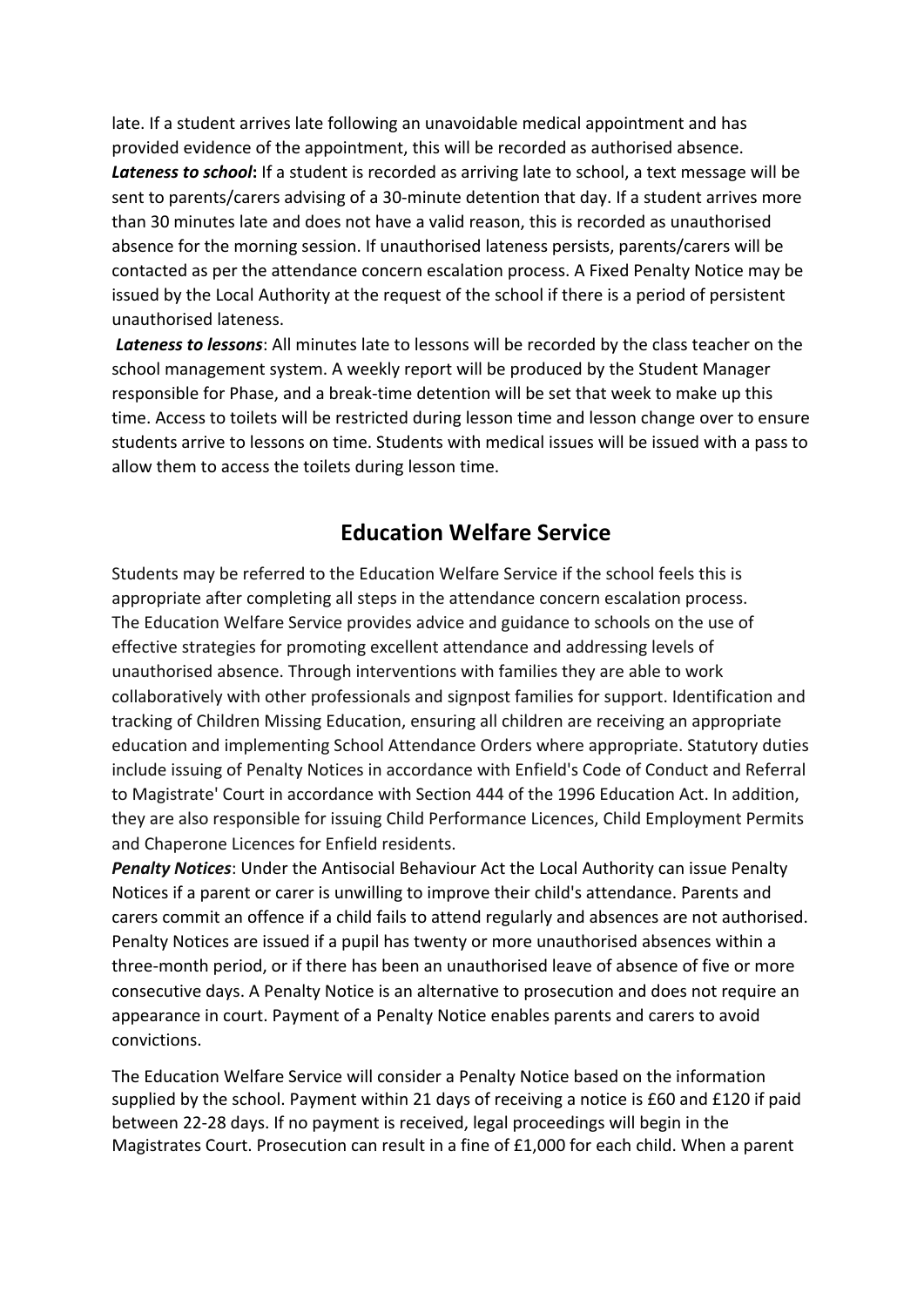late. If a student arrives late following an unavoidable medical appointment and has provided evidence of the appointment, this will be recorded as authorised absence.

***Lateness to school*:** If a student is recorded as arriving late to school, a text message will be sent to parents/carers advising of a 30-minute detention that day. If a student arrives more than 30 minutes late and does not have a valid reason, this is recorded as unauthorised absence for the morning session. If unauthorised lateness persists, parents/carers will be contacted as per the attendance concern escalation process. A Fixed Penalty Notice may be issued by the Local Authority at the request of the school if there is a period of persistent unauthorised lateness.

***Lateness to lessons***: All minutes late to lessons will be recorded by the class teacher on the school management system. A weekly report will be produced by the Student Manager responsible for Phase, and a break-time detention will be set that week to make up this time. Access to toilets will be restricted during lesson time and lesson change over to ensure students arrive to lessons on time. Students with medical issues will be issued with a pass to allow them to access the toilets during lesson time.

## Education Welfare Service

Students may be referred to the Education Welfare Service if the school feels this is appropriate after completing all steps in the attendance concern escalation process.
The Education Welfare Service provides advice and guidance to schools on the use of effective strategies for promoting excellent attendance and addressing levels of unauthorised absence. Through interventions with families they are able to work collaboratively with other professionals and signpost families for support. Identification and tracking of Children Missing Education, ensuring all children are receiving an appropriate education and implementing School Attendance Orders where appropriate. Statutory duties include issuing of Penalty Notices in accordance with Enfield's Code of Conduct and Referral to Magistrate' Court in accordance with Section 444 of the 1996 Education Act. In addition, they are also responsible for issuing Child Performance Licences, Child Employment Permits and Chaperone Licences for Enfield residents.

***Penalty Notices***: Under the Antisocial Behaviour Act the Local Authority can issue Penalty Notices if a parent or carer is unwilling to improve their child's attendance. Parents and carers commit an offence if a child fails to attend regularly and absences are not authorised. Penalty Notices are issued if a pupil has twenty or more unauthorised absences within a three-month period, or if there has been an unauthorised leave of absence of five or more consecutive days. A Penalty Notice is an alternative to prosecution and does not require an appearance in court. Payment of a Penalty Notice enables parents and carers to avoid convictions.

The Education Welfare Service will consider a Penalty Notice based on the information supplied by the school. Payment within 21 days of receiving a notice is £60 and £120 if paid between 22-28 days. If no payment is received, legal proceedings will begin in the Magistrates Court. Prosecution can result in a fine of £1,000 for each child. When a parent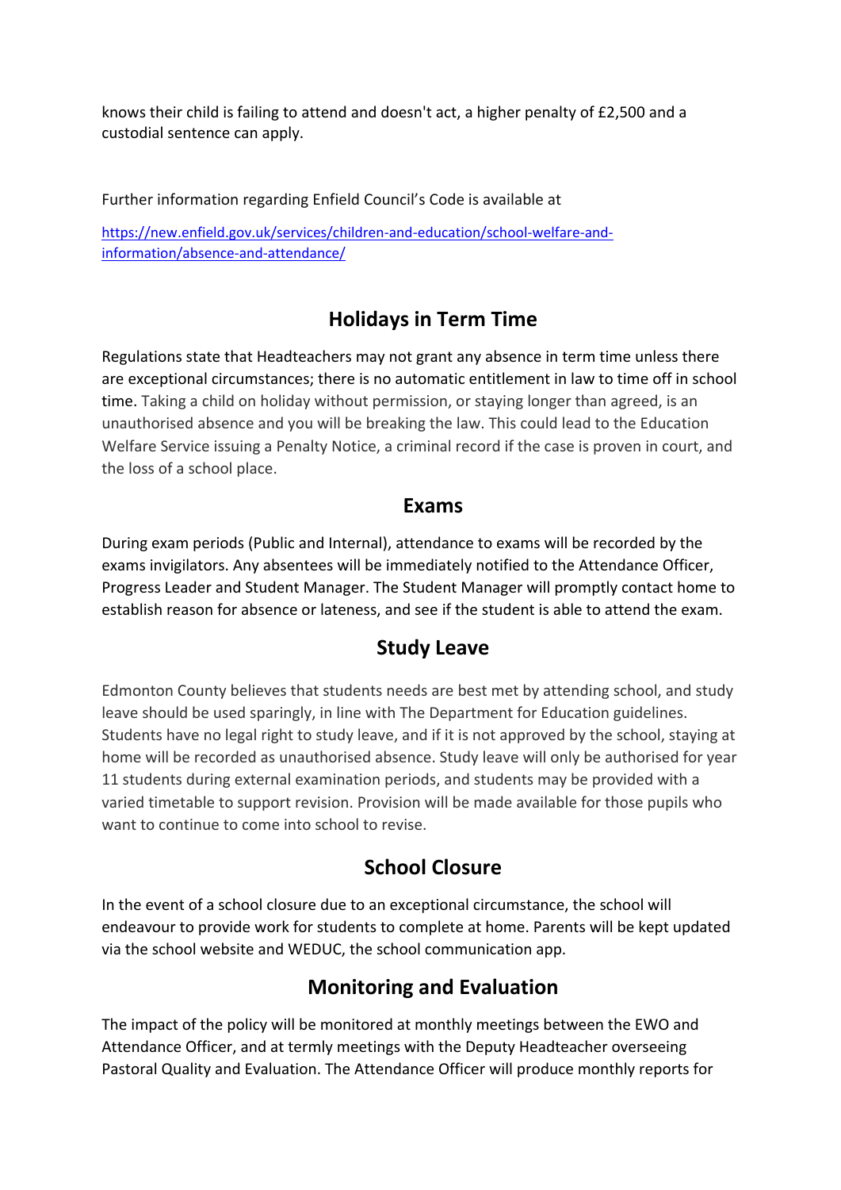knows their child is failing to attend and doesn't act, a higher penalty of £2,500 and a custodial sentence can apply.

Further information regarding Enfield Council's Code is available at

[https://new.enfield.gov.uk/services/children-and-education/school-welfare-and-information/absence-and-attendance/](https://new.enfield.gov.uk/services/children-and-education/school-welfare-and-information/absence-and-attendance/)

## Holidays in Term Time

Regulations state that Headteachers may not grant any absence in term time unless there are exceptional circumstances; there is no automatic entitlement in law to time off in school time. Taking a child on holiday without permission, or staying longer than agreed, is an unauthorised absence and you will be breaking the law. This could lead to the Education Welfare Service issuing a Penalty Notice, a criminal record if the case is proven in court, and the loss of a school place.

## Exams

During exam periods (Public and Internal), attendance to exams will be recorded by the exams invigilators. Any absentees will be immediately notified to the Attendance Officer, Progress Leader and Student Manager. The Student Manager will promptly contact home to establish reason for absence or lateness, and see if the student is able to attend the exam.

## Study Leave

Edmonton County believes that students needs are best met by attending school, and study leave should be used sparingly, in line with The Department for Education guidelines. Students have no legal right to study leave, and if it is not approved by the school, staying at home will be recorded as unauthorised absence. Study leave will only be authorised for year 11 students during external examination periods, and students may be provided with a varied timetable to support revision. Provision will be made available for those pupils who want to continue to come into school to revise.

## School Closure

In the event of a school closure due to an exceptional circumstance, the school will endeavour to provide work for students to complete at home. Parents will be kept updated via the school website and WEDUC, the school communication app.

## Monitoring and Evaluation

The impact of the policy will be monitored at monthly meetings between the EWO and Attendance Officer, and at termly meetings with the Deputy Headteacher overseeing Pastoral Quality and Evaluation. The Attendance Officer will produce monthly reports for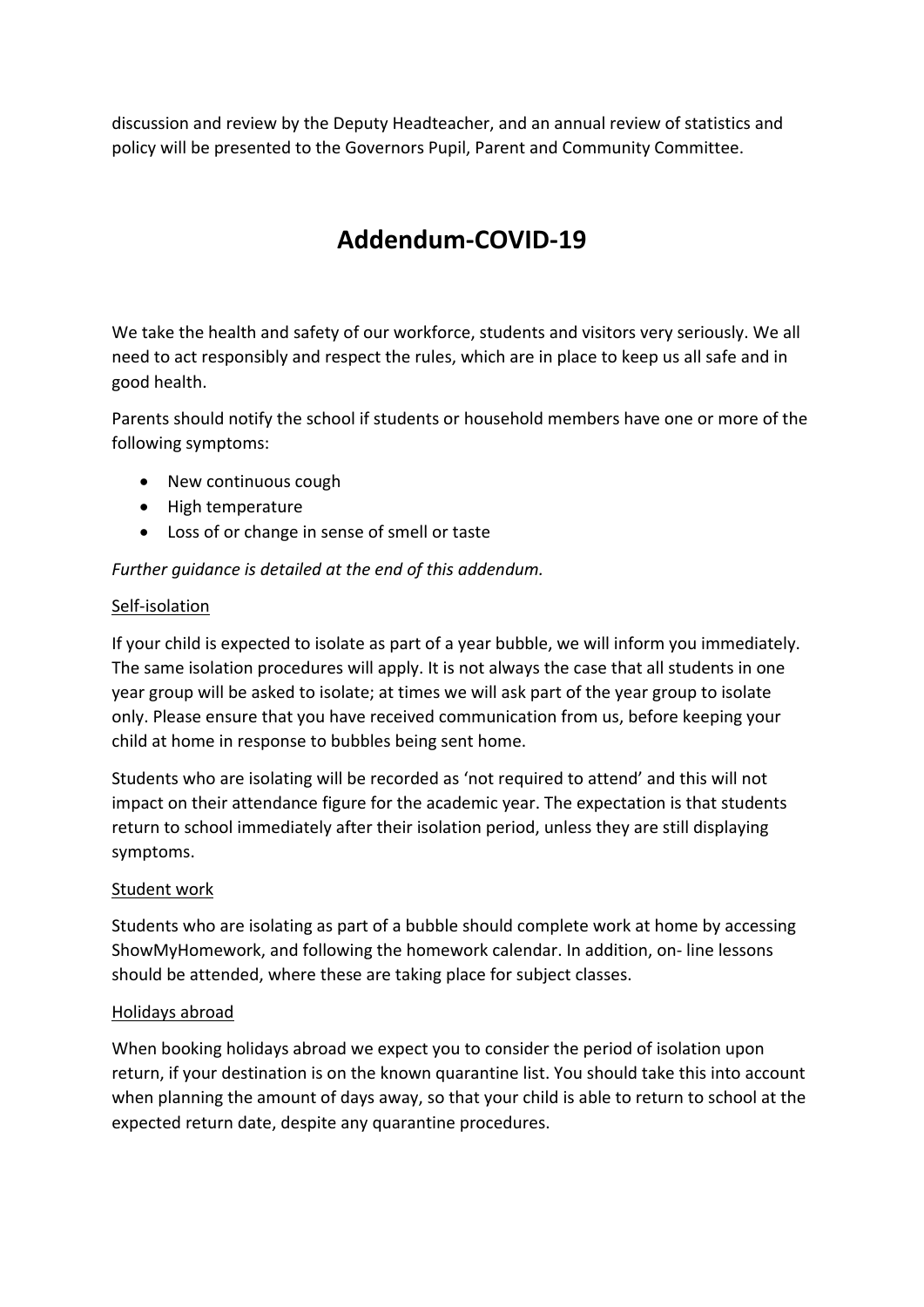discussion and review by the Deputy Headteacher, and an annual review of statistics and policy will be presented to the Governors Pupil, Parent and Community Committee.

# Addendum-COVID-19

We take the health and safety of our workforce, students and visitors very seriously. We all need to act responsibly and respect the rules, which are in place to keep us all safe and in good health.

Parents should notify the school if students or household members have one or more of the following symptoms:

- New continuous cough
- High temperature
- Loss of or change in sense of smell or taste

*Further guidance is detailed at the end of this addendum.*

<u>Self-isolation</u>

If your child is expected to isolate as part of a year bubble, we will inform you immediately. The same isolation procedures will apply. It is not always the case that all students in one year group will be asked to isolate; at times we will ask part of the year group to isolate only. Please ensure that you have received communication from us, before keeping your child at home in response to bubbles being sent home.

Students who are isolating will be recorded as 'not required to attend' and this will not impact on their attendance figure for the academic year. The expectation is that students return to school immediately after their isolation period, unless they are still displaying symptoms.

<u>Student work</u>

Students who are isolating as part of a bubble should complete work at home by accessing ShowMyHomework, and following the homework calendar. In addition, on- line lessons should be attended, where these are taking place for subject classes.

<u>Holidays abroad</u>

When booking holidays abroad we expect you to consider the period of isolation upon return, if your destination is on the known quarantine list. You should take this into account when planning the amount of days away, so that your child is able to return to school at the expected return date, despite any quarantine procedures.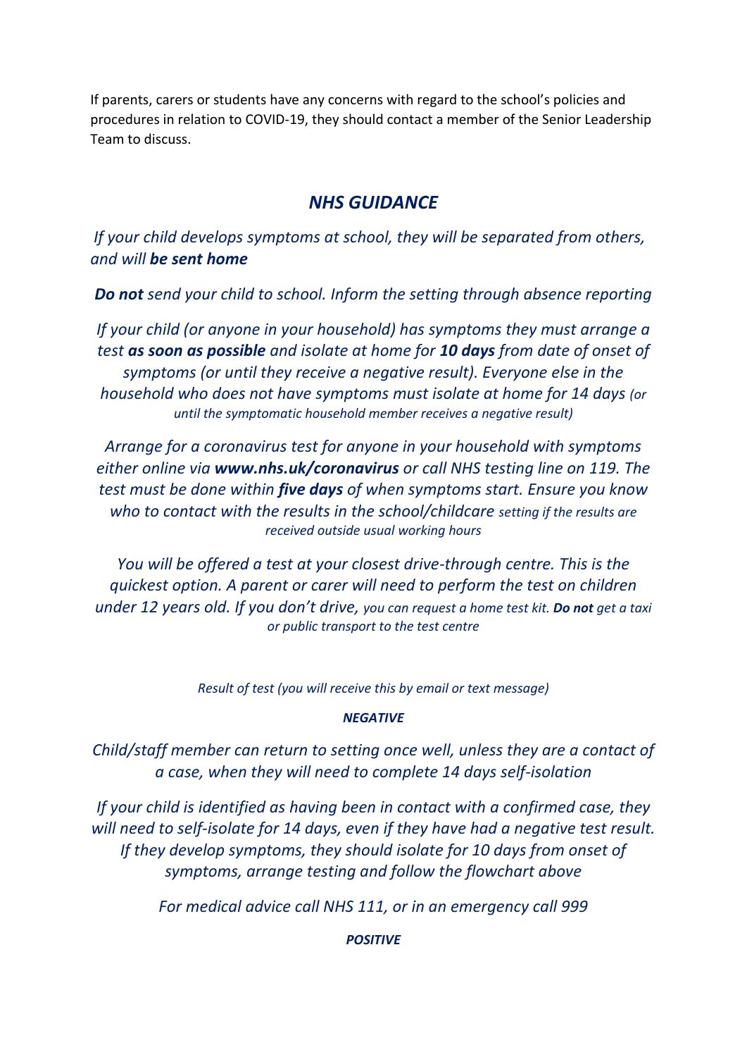If parents, carers or students have any concerns with regard to the school's policies and procedures in relation to COVID-19, they should contact a member of the Senior Leadership Team to discuss.

## *NHS GUIDANCE*

*If your child develops symptoms at school, they will be separated from others, and will **be sent home***

***Do not** send your child to school. Inform the setting through absence reporting*

*If your child (or anyone in your household) has symptoms they must arrange a test **as soon as possible** and isolate at home for **10 days** from date of onset of symptoms (or until they receive a negative result). Everyone else in the household who does not have symptoms must isolate at home for 14 days (or until the symptomatic household member receives a negative result)*

*Arrange for a coronavirus test for anyone in your household with symptoms either online via **www.nhs.uk/coronavirus** or call NHS testing line on 119. The test must be done within **five days** of when symptoms start. Ensure you know who to contact with the results in the school/childcare setting if the results are received outside usual working hours*

*You will be offered a test at your closest drive-through centre. This is the quickest option. A parent or carer will need to perform the test on children under 12 years old. If you don't drive, you can request a home test kit. **Do not** get a taxi or public transport to the test centre*

*Result of test (you will receive this by email or text message)*

***NEGATIVE***

*Child/staff member can return to setting once well, unless they are a contact of a case, when they will need to complete 14 days self-isolation*

*If your child is identified as having been in contact with a confirmed case, they will need to self-isolate for 14 days, even if they have had a negative test result. If they develop symptoms, they should isolate for 10 days from onset of symptoms, arrange testing and follow the flowchart above*

*For medical advice call NHS 111, or in an emergency call 999*

***POSITIVE***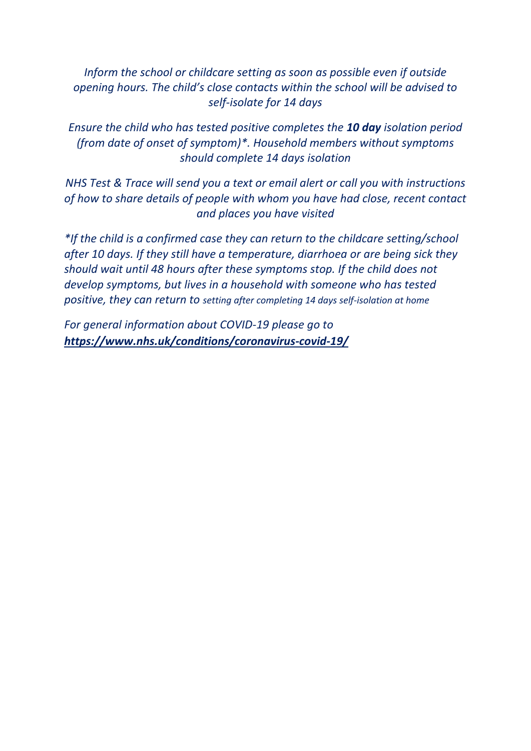*Inform the school or childcare setting as soon as possible even if outside opening hours. The child's close contacts within the school will be advised to self-isolate for 14 days*

*Ensure the child who has tested positive completes the **10 day** isolation period (from date of onset of symptom)*. Household members without symptoms should complete 14 days isolation*

*NHS Test & Trace will send you a text or email alert or call you with instructions of how to share details of people with whom you have had close, recent contact and places you have visited*

*\*If the child is a confirmed case they can return to the childcare setting/school after 10 days. If they still have a temperature, diarrhoea or are being sick they should wait until 48 hours after these symptoms stop. If the child does not develop symptoms, but lives in a household with someone who has tested positive, they can return to setting after completing 14 days self-isolation at home*

*For general information about COVID-19 please go to* ***[https://www.nhs.uk/conditions/coronavirus-covid-19/](https://www.nhs.uk/conditions/coronavirus-covid-19/)***